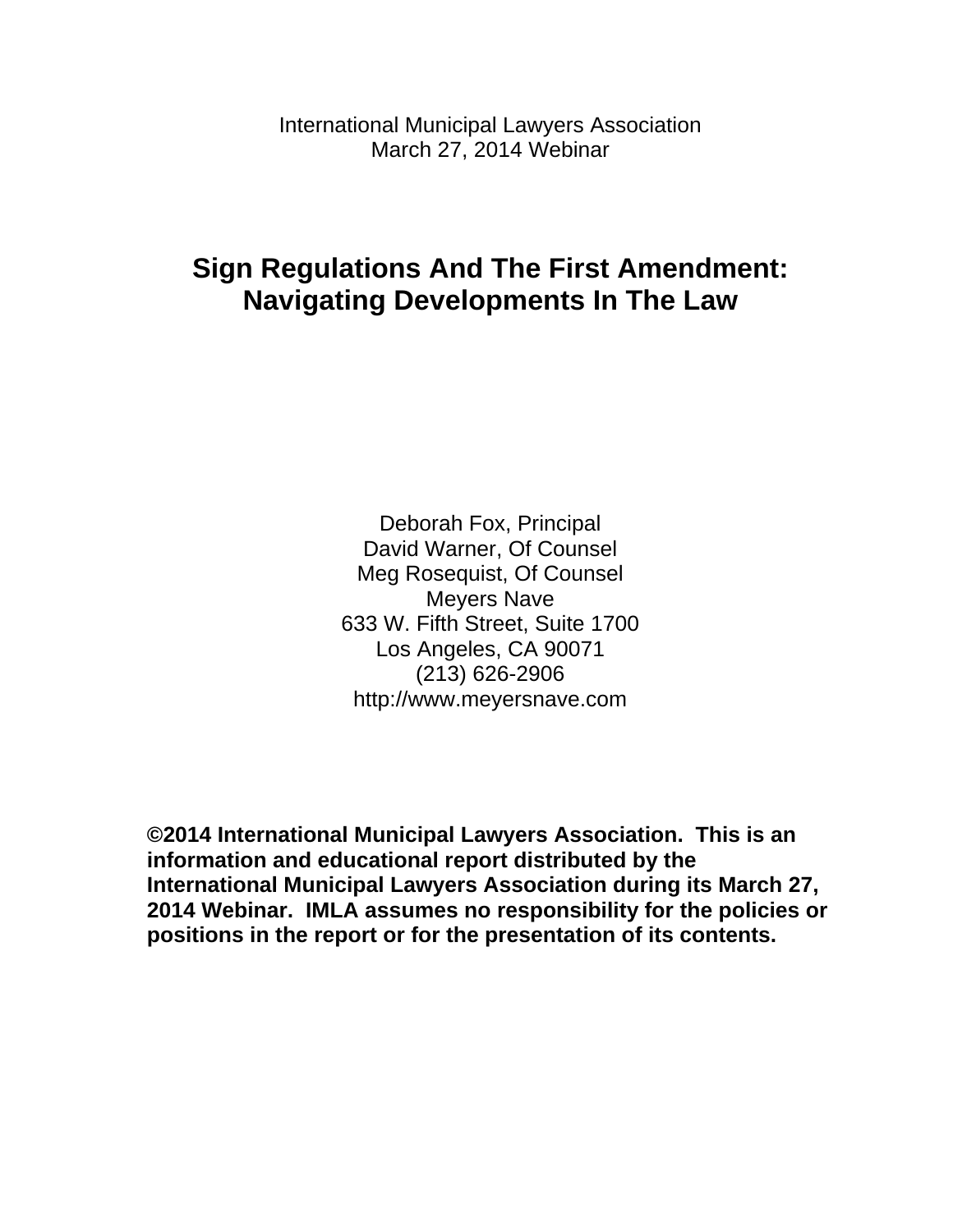International Municipal Lawyers Association
March 27, 2014 Webinar

# Sign Regulations And The First Amendment: Navigating Developments In The Law

Deborah Fox, Principal
David Warner, Of Counsel
Meg Rosequist, Of Counsel
Meyers Nave
633 W. Fifth Street, Suite 1700
Los Angeles, CA 90071
(213) 626-2906
http://www.meyersnave.com

**©2014 International Municipal Lawyers Association. This is an information and educational report distributed by the International Municipal Lawyers Association during its March 27, 2014 Webinar. IMLA assumes no responsibility for the policies or positions in the report or for the presentation of its contents.**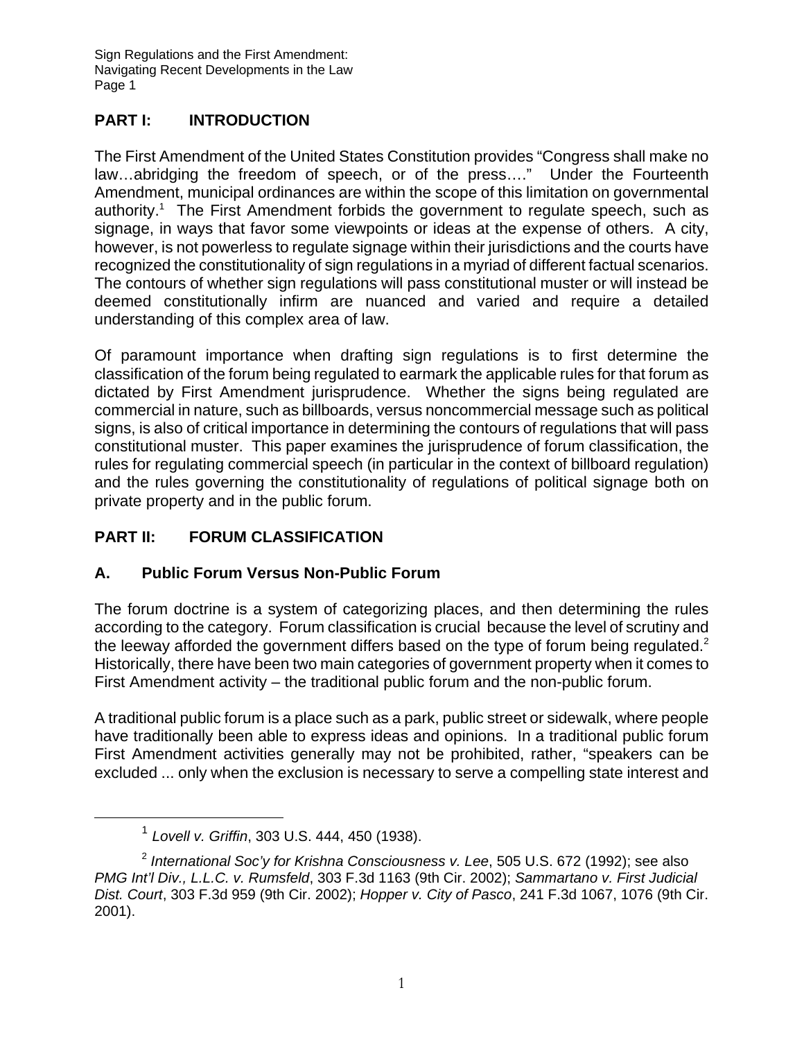## PART I: INTRODUCTION

The First Amendment of the United States Constitution provides "Congress shall make no law…abridging the freedom of speech, or of the press…." Under the Fourteenth Amendment, municipal ordinances are within the scope of this limitation on governmental authority.[1] The First Amendment forbids the government to regulate speech, such as signage, in ways that favor some viewpoints or ideas at the expense of others. A city, however, is not powerless to regulate signage within their jurisdictions and the courts have recognized the constitutionality of sign regulations in a myriad of different factual scenarios. The contours of whether sign regulations will pass constitutional muster or will instead be deemed constitutionally infirm are nuanced and varied and require a detailed understanding of this complex area of law.

Of paramount importance when drafting sign regulations is to first determine the classification of the forum being regulated to earmark the applicable rules for that forum as dictated by First Amendment jurisprudence. Whether the signs being regulated are commercial in nature, such as billboards, versus noncommercial message such as political signs, is also of critical importance in determining the contours of regulations that will pass constitutional muster. This paper examines the jurisprudence of forum classification, the rules for regulating commercial speech (in particular in the context of billboard regulation) and the rules governing the constitutionality of regulations of political signage both on private property and in the public forum.

## PART II: FORUM CLASSIFICATION

### A. Public Forum Versus Non-Public Forum

The forum doctrine is a system of categorizing places, and then determining the rules according to the category. Forum classification is crucial because the level of scrutiny and the leeway afforded the government differs based on the type of forum being regulated.[2] Historically, there have been two main categories of government property when it comes to First Amendment activity – the traditional public forum and the non-public forum.

A traditional public forum is a place such as a park, public street or sidewalk, where people have traditionally been able to express ideas and opinions. In a traditional public forum First Amendment activities generally may not be prohibited, rather, "speakers can be excluded ... only when the exclusion is necessary to serve a compelling state interest and

---

[1] *Lovell v. Griffin*, 303 U.S. 444, 450 (1938).

[2] *International Soc'y for Krishna Consciousness v. Lee*, 505 U.S. 672 (1992); see also *PMG Int'l Div., L.L.C. v. Rumsfeld*, 303 F.3d 1163 (9th Cir. 2002); *Sammartano v. First Judicial Dist. Court*, 303 F.3d 959 (9th Cir. 2002); *Hopper v. City of Pasco*, 241 F.3d 1067, 1076 (9th Cir. 2001).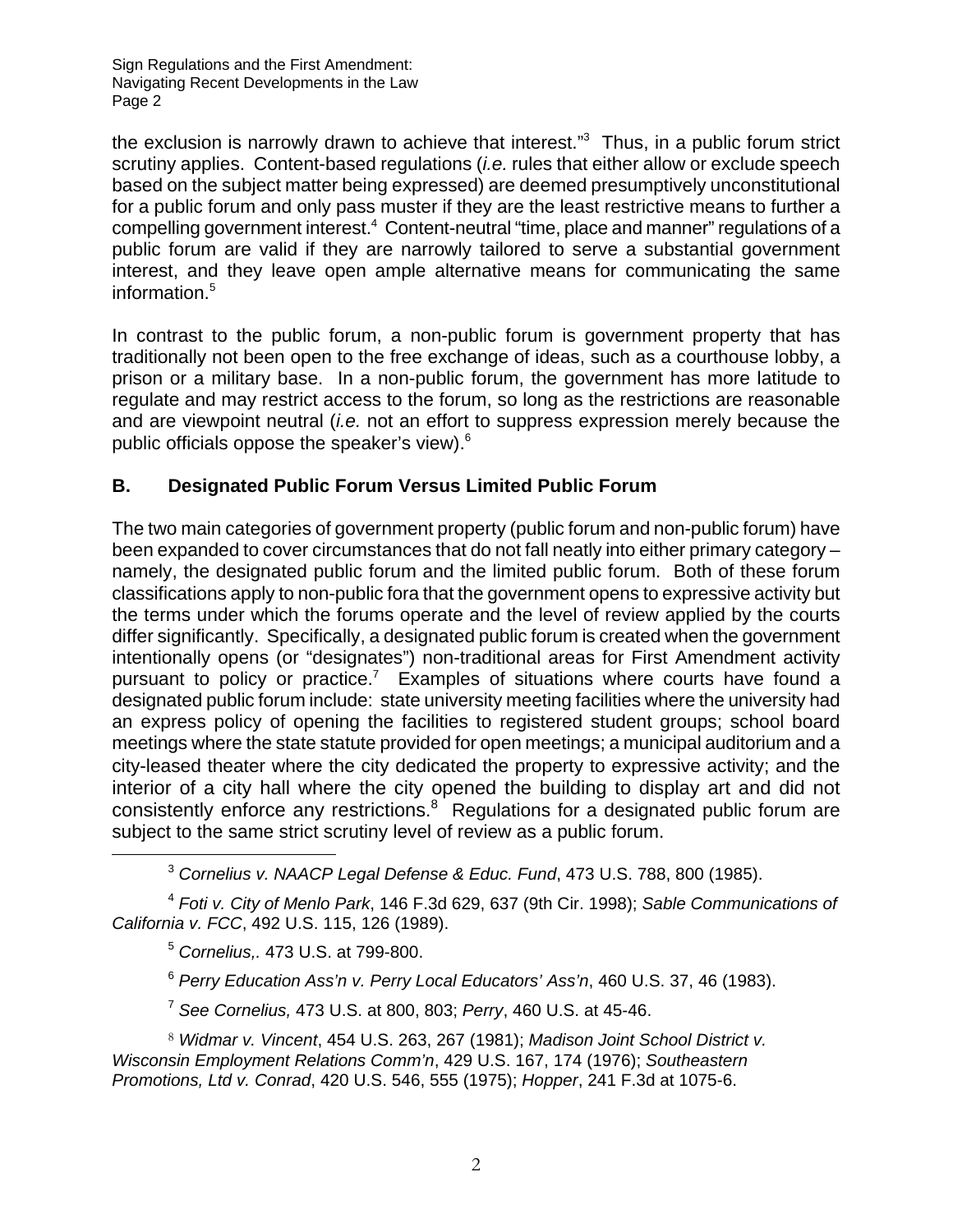the exclusion is narrowly drawn to achieve that interest."[3] Thus, in a public forum strict scrutiny applies. Content-based regulations (*i.e.* rules that either allow or exclude speech based on the subject matter being expressed) are deemed presumptively unconstitutional for a public forum and only pass muster if they are the least restrictive means to further a compelling government interest.[4] Content-neutral "time, place and manner" regulations of a public forum are valid if they are narrowly tailored to serve a substantial government interest, and they leave open ample alternative means for communicating the same information.[5]

In contrast to the public forum, a non-public forum is government property that has traditionally not been open to the free exchange of ideas, such as a courthouse lobby, a prison or a military base. In a non-public forum, the government has more latitude to regulate and may restrict access to the forum, so long as the restrictions are reasonable and are viewpoint neutral (*i.e.* not an effort to suppress expression merely because the public officials oppose the speaker's view).[6]

## B. Designated Public Forum Versus Limited Public Forum

The two main categories of government property (public forum and non-public forum) have been expanded to cover circumstances that do not fall neatly into either primary category – namely, the designated public forum and the limited public forum. Both of these forum classifications apply to non-public fora that the government opens to expressive activity but the terms under which the forums operate and the level of review applied by the courts differ significantly. Specifically, a designated public forum is created when the government intentionally opens (or "designates") non-traditional areas for First Amendment activity pursuant to policy or practice.[7] Examples of situations where courts have found a designated public forum include: state university meeting facilities where the university had an express policy of opening the facilities to registered student groups; school board meetings where the state statute provided for open meetings; a municipal auditorium and a city-leased theater where the city dedicated the property to expressive activity; and the interior of a city hall where the city opened the building to display art and did not consistently enforce any restrictions.[8] Regulations for a designated public forum are subject to the same strict scrutiny level of review as a public forum.

---

[3] *Cornelius v. NAACP Legal Defense & Educ. Fund*, 473 U.S. 788, 800 (1985).

[4] *Foti v. City of Menlo Park*, 146 F.3d 629, 637 (9th Cir. 1998); *Sable Communications of California v. FCC*, 492 U.S. 115, 126 (1989).

[5] *Cornelius,.* 473 U.S. at 799-800.

[6] *Perry Education Ass'n v. Perry Local Educators' Ass'n*, 460 U.S. 37, 46 (1983).

[7] *See Cornelius,* 473 U.S. at 800, 803; *Perry*, 460 U.S. at 45-46.

[8] *Widmar v. Vincent*, 454 U.S. 263, 267 (1981); *Madison Joint School District v. Wisconsin Employment Relations Comm'n*, 429 U.S. 167, 174 (1976); *Southeastern Promotions, Ltd v. Conrad*, 420 U.S. 546, 555 (1975); *Hopper*, 241 F.3d at 1075-6.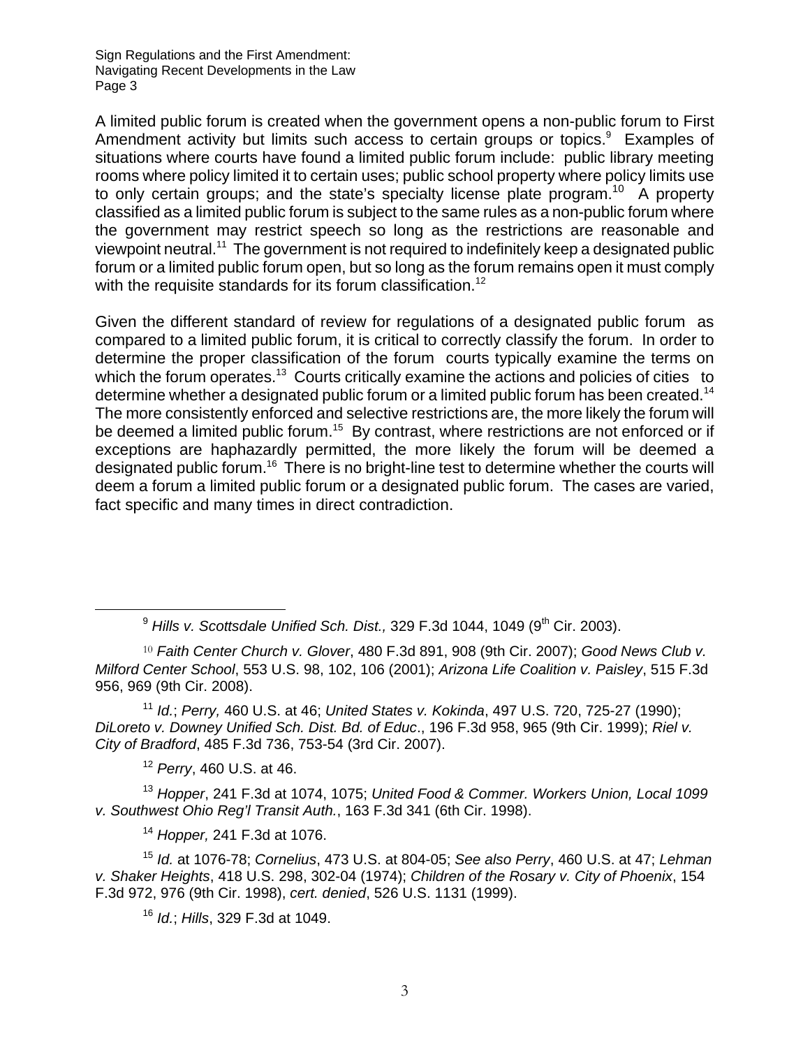A limited public forum is created when the government opens a non-public forum to First Amendment activity but limits such access to certain groups or topics.[9] Examples of situations where courts have found a limited public forum include: public library meeting rooms where policy limited it to certain uses; public school property where policy limits use to only certain groups; and the state's specialty license plate program.[10] A property classified as a limited public forum is subject to the same rules as a non-public forum where the government may restrict speech so long as the restrictions are reasonable and viewpoint neutral.[11] The government is not required to indefinitely keep a designated public forum or a limited public forum open, but so long as the forum remains open it must comply with the requisite standards for its forum classification.[12]

Given the different standard of review for regulations of a designated public forum as compared to a limited public forum, it is critical to correctly classify the forum. In order to determine the proper classification of the forum courts typically examine the terms on which the forum operates.[13] Courts critically examine the actions and policies of cities to determine whether a designated public forum or a limited public forum has been created.[14] The more consistently enforced and selective restrictions are, the more likely the forum will be deemed a limited public forum.[15] By contrast, where restrictions are not enforced or if exceptions are haphazardly permitted, the more likely the forum will be deemed a designated public forum.[16] There is no bright-line test to determine whether the courts will deem a forum a limited public forum or a designated public forum. The cases are varied, fact specific and many times in direct contradiction.

---

[9] *Hills v. Scottsdale Unified Sch. Dist.,* 329 F.3d 1044, 1049 (9th Cir. 2003).

[10] *Faith Center Church v. Glover*, 480 F.3d 891, 908 (9th Cir. 2007); *Good News Club v. Milford Center School*, 553 U.S. 98, 102, 106 (2001); *Arizona Life Coalition v. Paisley*, 515 F.3d 956, 969 (9th Cir. 2008).

[11] *Id.*; *Perry,* 460 U.S. at 46; *United States v. Kokinda*, 497 U.S. 720, 725-27 (1990); *DiLoreto v. Downey Unified Sch. Dist. Bd. of Educ*., 196 F.3d 958, 965 (9th Cir. 1999); *Riel v. City of Bradford*, 485 F.3d 736, 753-54 (3rd Cir. 2007).

[12] *Perry*, 460 U.S. at 46.

[13] *Hopper*, 241 F.3d at 1074, 1075; *United Food & Commer. Workers Union, Local 1099 v. Southwest Ohio Reg'l Transit Auth.*, 163 F.3d 341 (6th Cir. 1998).

[14] *Hopper,* 241 F.3d at 1076.

[15] *Id.* at 1076-78; *Cornelius*, 473 U.S. at 804-05; *See also Perry*, 460 U.S. at 47; *Lehman v. Shaker Heights*, 418 U.S. 298, 302-04 (1974); *Children of the Rosary v. City of Phoenix*, 154 F.3d 972, 976 (9th Cir. 1998), *cert. denied*, 526 U.S. 1131 (1999).

[16] *Id.*; *Hills*, 329 F.3d at 1049.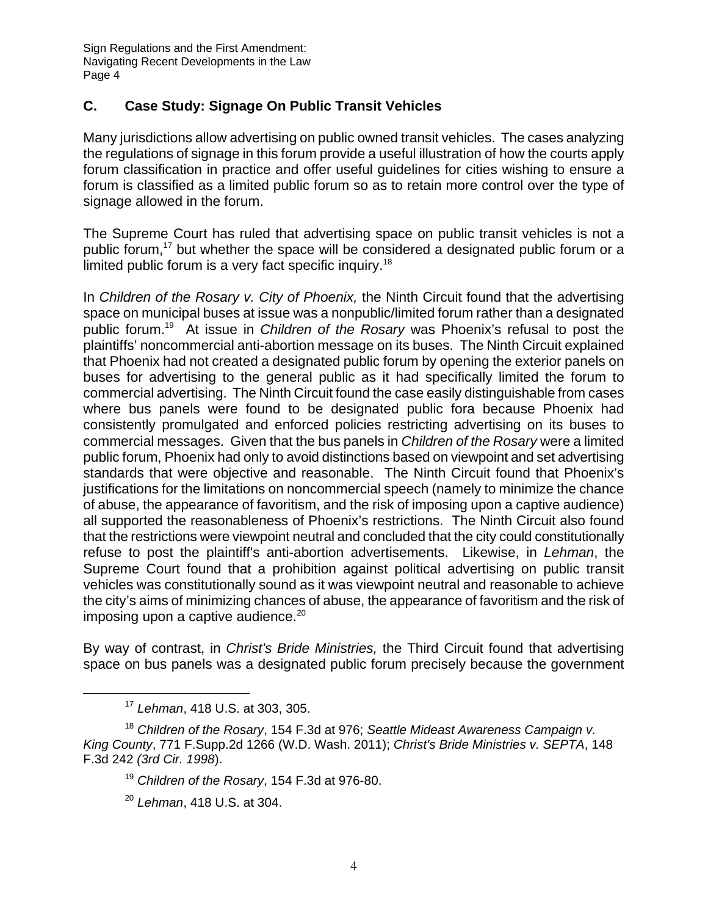## C. Case Study: Signage On Public Transit Vehicles

Many jurisdictions allow advertising on public owned transit vehicles. The cases analyzing the regulations of signage in this forum provide a useful illustration of how the courts apply forum classification in practice and offer useful guidelines for cities wishing to ensure a forum is classified as a limited public forum so as to retain more control over the type of signage allowed in the forum.

The Supreme Court has ruled that advertising space on public transit vehicles is not a public forum,[17] but whether the space will be considered a designated public forum or a limited public forum is a very fact specific inquiry.[18]

In *Children of the Rosary v. City of Phoenix,* the Ninth Circuit found that the advertising space on municipal buses at issue was a nonpublic/limited forum rather than a designated public forum.[19] At issue in *Children of the Rosary* was Phoenix's refusal to post the plaintiffs' noncommercial anti-abortion message on its buses. The Ninth Circuit explained that Phoenix had not created a designated public forum by opening the exterior panels on buses for advertising to the general public as it had specifically limited the forum to commercial advertising. The Ninth Circuit found the case easily distinguishable from cases where bus panels were found to be designated public fora because Phoenix had consistently promulgated and enforced policies restricting advertising on its buses to commercial messages. Given that the bus panels in *Children of the Rosary* were a limited public forum, Phoenix had only to avoid distinctions based on viewpoint and set advertising standards that were objective and reasonable. The Ninth Circuit found that Phoenix's justifications for the limitations on noncommercial speech (namely to minimize the chance of abuse, the appearance of favoritism, and the risk of imposing upon a captive audience) all supported the reasonableness of Phoenix's restrictions. The Ninth Circuit also found that the restrictions were viewpoint neutral and concluded that the city could constitutionally refuse to post the plaintiff's anti-abortion advertisements. Likewise, in *Lehman*, the Supreme Court found that a prohibition against political advertising on public transit vehicles was constitutionally sound as it was viewpoint neutral and reasonable to achieve the city's aims of minimizing chances of abuse, the appearance of favoritism and the risk of imposing upon a captive audience.[20]

By way of contrast, in *Christ's Bride Ministries,* the Third Circuit found that advertising space on bus panels was a designated public forum precisely because the government

---

[17] *Lehman*, 418 U.S. at 303, 305.

[18] *Children of the Rosary*, 154 F.3d at 976; *Seattle Mideast Awareness Campaign v. King County*, 771 F.Supp.2d 1266 (W.D. Wash. 2011); *Christ's Bride Ministries v. SEPTA*, 148 F.3d 242 *(3rd Cir. 1998*).

[19] *Children of the Rosary*, 154 F.3d at 976-80.

[20] *Lehman*, 418 U.S. at 304.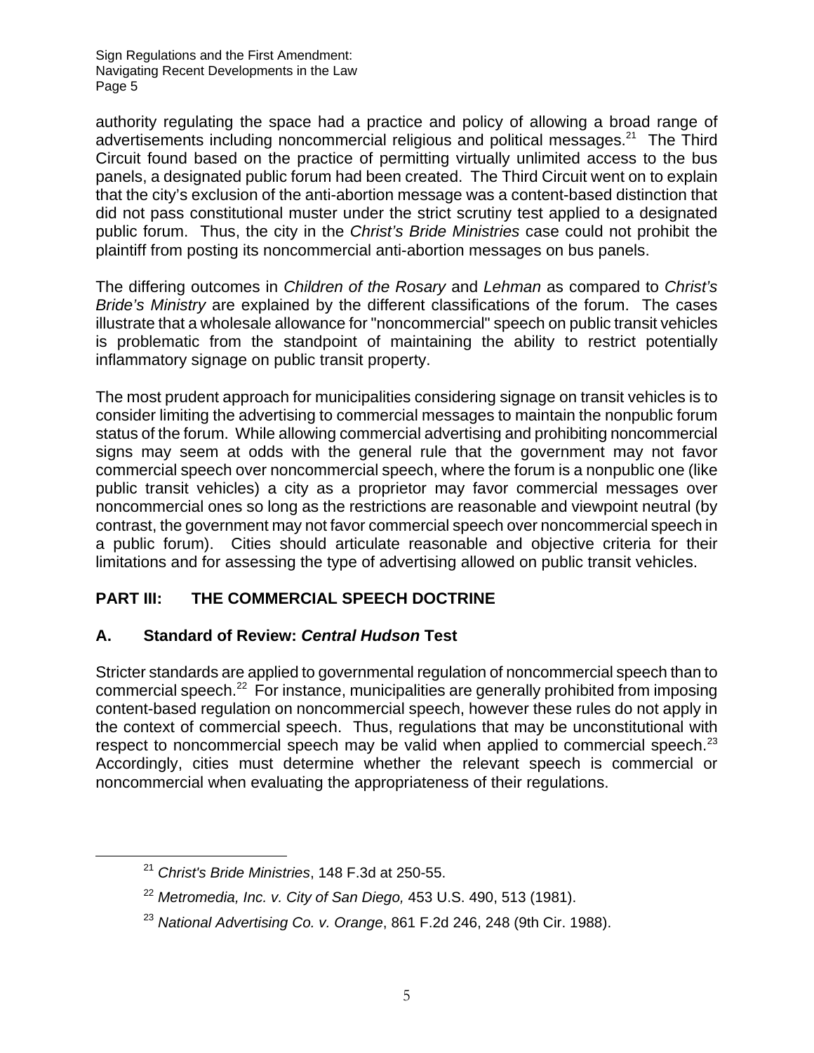authority regulating the space had a practice and policy of allowing a broad range of advertisements including noncommercial religious and political messages.[21] The Third Circuit found based on the practice of permitting virtually unlimited access to the bus panels, a designated public forum had been created. The Third Circuit went on to explain that the city's exclusion of the anti-abortion message was a content-based distinction that did not pass constitutional muster under the strict scrutiny test applied to a designated public forum. Thus, the city in the *Christ's Bride Ministries* case could not prohibit the plaintiff from posting its noncommercial anti-abortion messages on bus panels.

The differing outcomes in *Children of the Rosary* and *Lehman* as compared to *Christ's Bride's Ministry* are explained by the different classifications of the forum. The cases illustrate that a wholesale allowance for "noncommercial" speech on public transit vehicles is problematic from the standpoint of maintaining the ability to restrict potentially inflammatory signage on public transit property.

The most prudent approach for municipalities considering signage on transit vehicles is to consider limiting the advertising to commercial messages to maintain the nonpublic forum status of the forum. While allowing commercial advertising and prohibiting noncommercial signs may seem at odds with the general rule that the government may not favor commercial speech over noncommercial speech, where the forum is a nonpublic one (like public transit vehicles) a city as a proprietor may favor commercial messages over noncommercial ones so long as the restrictions are reasonable and viewpoint neutral (by contrast, the government may not favor commercial speech over noncommercial speech in a public forum). Cities should articulate reasonable and objective criteria for their limitations and for assessing the type of advertising allowed on public transit vehicles.

## PART III: THE COMMERCIAL SPEECH DOCTRINE

### A. Standard of Review: *Central Hudson* Test

Stricter standards are applied to governmental regulation of noncommercial speech than to commercial speech.[22] For instance, municipalities are generally prohibited from imposing content-based regulation on noncommercial speech, however these rules do not apply in the context of commercial speech. Thus, regulations that may be unconstitutional with respect to noncommercial speech may be valid when applied to commercial speech.[23] Accordingly, cities must determine whether the relevant speech is commercial or noncommercial when evaluating the appropriateness of their regulations.

---

[21] *Christ's Bride Ministries*, 148 F.3d at 250-55.

[22] *Metromedia, Inc. v. City of San Diego,* 453 U.S. 490, 513 (1981).

[23] *National Advertising Co. v. Orange*, 861 F.2d 246, 248 (9th Cir. 1988).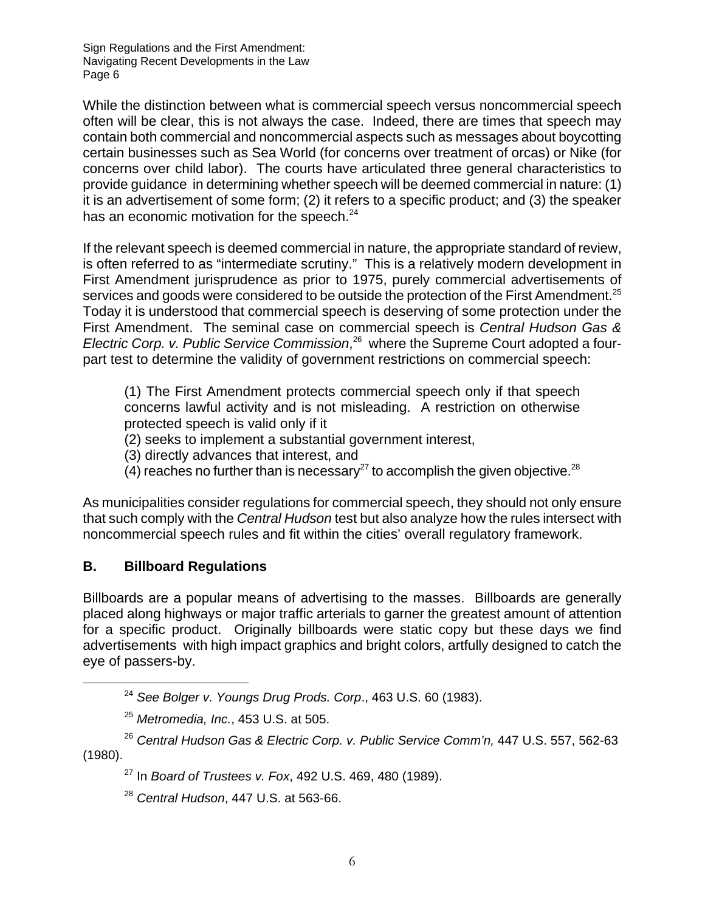While the distinction between what is commercial speech versus noncommercial speech often will be clear, this is not always the case. Indeed, there are times that speech may contain both commercial and noncommercial aspects such as messages about boycotting certain businesses such as Sea World (for concerns over treatment of orcas) or Nike (for concerns over child labor). The courts have articulated three general characteristics to provide guidance in determining whether speech will be deemed commercial in nature: (1) it is an advertisement of some form; (2) it refers to a specific product; and (3) the speaker has an economic motivation for the speech.[24]

If the relevant speech is deemed commercial in nature, the appropriate standard of review, is often referred to as "intermediate scrutiny." This is a relatively modern development in First Amendment jurisprudence as prior to 1975, purely commercial advertisements of services and goods were considered to be outside the protection of the First Amendment.[25] Today it is understood that commercial speech is deserving of some protection under the First Amendment. The seminal case on commercial speech is *Central Hudson Gas & Electric Corp. v. Public Service Commission*,[26] where the Supreme Court adopted a four-part test to determine the validity of government restrictions on commercial speech:

> (1) The First Amendment protects commercial speech only if that speech concerns lawful activity and is not misleading. A restriction on otherwise protected speech is valid only if it
> (2) seeks to implement a substantial government interest,
> (3) directly advances that interest, and
> (4) reaches no further than is necessary[27] to accomplish the given objective.[28]

As municipalities consider regulations for commercial speech, they should not only ensure that such comply with the *Central Hudson* test but also analyze how the rules intersect with noncommercial speech rules and fit within the cities' overall regulatory framework.

## B. Billboard Regulations

Billboards are a popular means of advertising to the masses. Billboards are generally placed along highways or major traffic arterials to garner the greatest amount of attention for a specific product. Originally billboards were static copy but these days we find advertisements with high impact graphics and bright colors, artfully designed to catch the eye of passers-by.

---

[24] *See Bolger v. Youngs Drug Prods. Corp*., 463 U.S. 60 (1983).

[25] *Metromedia, Inc.*, 453 U.S. at 505.

[26] *Central Hudson Gas & Electric Corp. v. Public Service Comm'n,* 447 U.S. 557, 562-63 (1980).

[27] In *Board of Trustees v. Fox*, 492 U.S. 469, 480 (1989).

[28] *Central Hudson*, 447 U.S. at 563-66.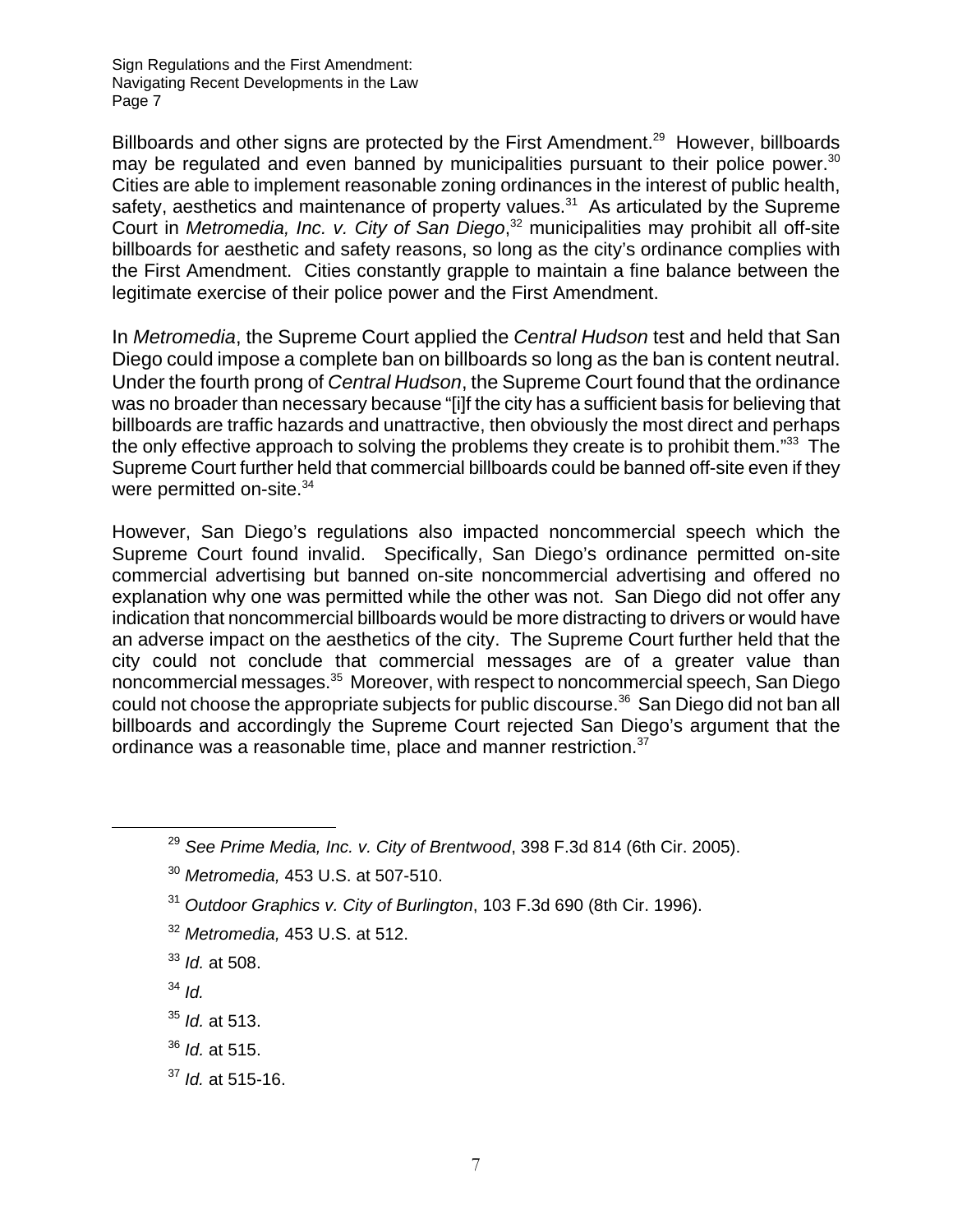Billboards and other signs are protected by the First Amendment.[29] However, billboards may be regulated and even banned by municipalities pursuant to their police power.[30] Cities are able to implement reasonable zoning ordinances in the interest of public health, safety, aesthetics and maintenance of property values.[31] As articulated by the Supreme Court in *Metromedia, Inc. v. City of San Diego*,[32] municipalities may prohibit all off-site billboards for aesthetic and safety reasons, so long as the city's ordinance complies with the First Amendment. Cities constantly grapple to maintain a fine balance between the legitimate exercise of their police power and the First Amendment.

In *Metromedia*, the Supreme Court applied the *Central Hudson* test and held that San Diego could impose a complete ban on billboards so long as the ban is content neutral. Under the fourth prong of *Central Hudson*, the Supreme Court found that the ordinance was no broader than necessary because "[i]f the city has a sufficient basis for believing that billboards are traffic hazards and unattractive, then obviously the most direct and perhaps the only effective approach to solving the problems they create is to prohibit them."[33] The Supreme Court further held that commercial billboards could be banned off-site even if they were permitted on-site.[34]

However, San Diego's regulations also impacted noncommercial speech which the Supreme Court found invalid. Specifically, San Diego's ordinance permitted on-site commercial advertising but banned on-site noncommercial advertising and offered no explanation why one was permitted while the other was not. San Diego did not offer any indication that noncommercial billboards would be more distracting to drivers or would have an adverse impact on the aesthetics of the city. The Supreme Court further held that the city could not conclude that commercial messages are of a greater value than noncommercial messages.[35] Moreover, with respect to noncommercial speech, San Diego could not choose the appropriate subjects for public discourse.[36] San Diego did not ban all billboards and accordingly the Supreme Court rejected San Diego's argument that the ordinance was a reasonable time, place and manner restriction.[37]

---

[29] *See Prime Media, Inc. v. City of Brentwood*, 398 F.3d 814 (6th Cir. 2005).

[30] *Metromedia,* 453 U.S. at 507-510.

[31] *Outdoor Graphics v. City of Burlington*, 103 F.3d 690 (8th Cir. 1996).

[32] *Metromedia,* 453 U.S. at 512.

[33] *Id.* at 508.

[34] *Id.*

[35] *Id.* at 513.

[36] *Id.* at 515.

[37] *Id.* at 515-16.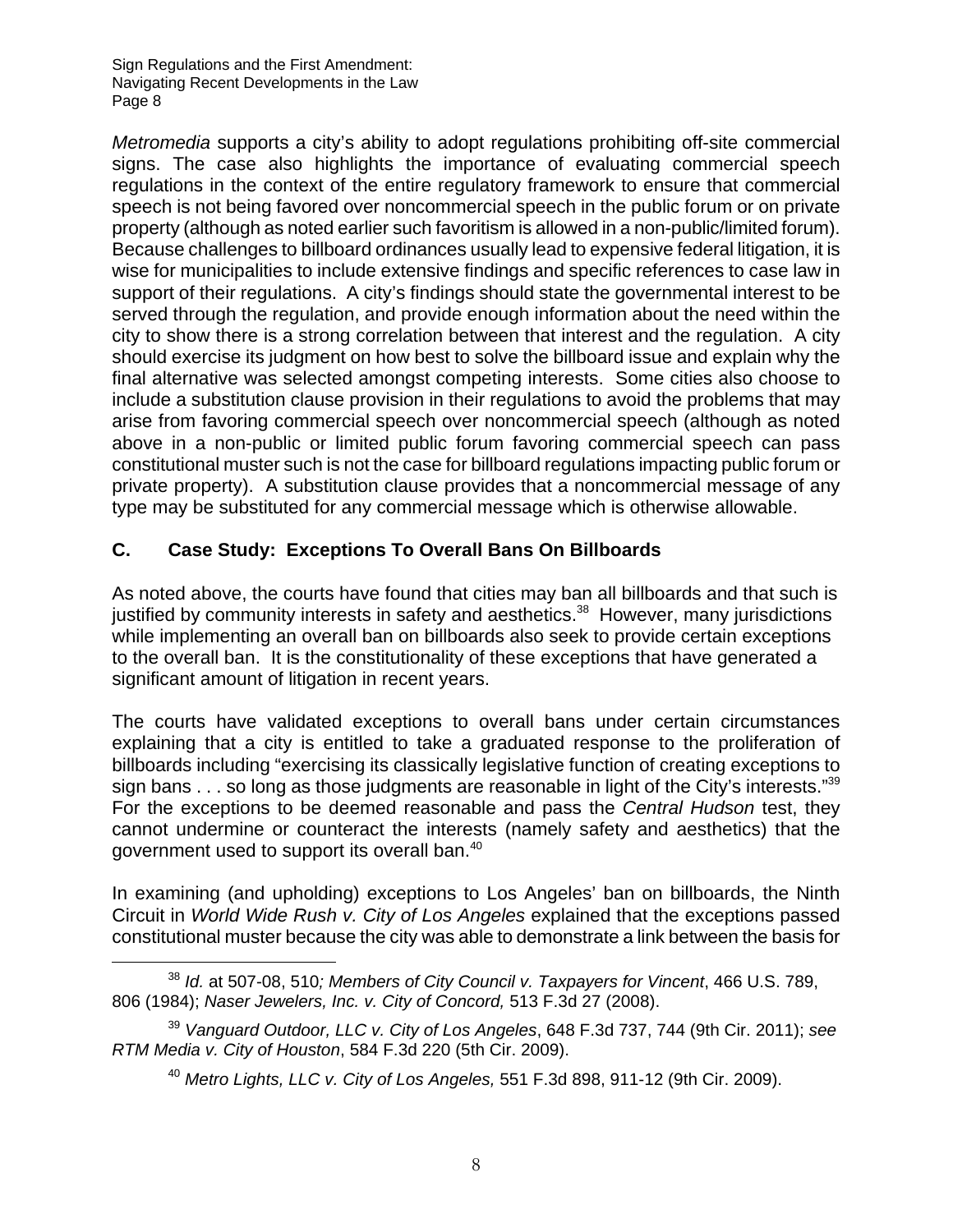*Metromedia* supports a city's ability to adopt regulations prohibiting off-site commercial signs. The case also highlights the importance of evaluating commercial speech regulations in the context of the entire regulatory framework to ensure that commercial speech is not being favored over noncommercial speech in the public forum or on private property (although as noted earlier such favoritism is allowed in a non-public/limited forum). Because challenges to billboard ordinances usually lead to expensive federal litigation, it is wise for municipalities to include extensive findings and specific references to case law in support of their regulations. A city's findings should state the governmental interest to be served through the regulation, and provide enough information about the need within the city to show there is a strong correlation between that interest and the regulation. A city should exercise its judgment on how best to solve the billboard issue and explain why the final alternative was selected amongst competing interests. Some cities also choose to include a substitution clause provision in their regulations to avoid the problems that may arise from favoring commercial speech over noncommercial speech (although as noted above in a non-public or limited public forum favoring commercial speech can pass constitutional muster such is not the case for billboard regulations impacting public forum or private property). A substitution clause provides that a noncommercial message of any type may be substituted for any commercial message which is otherwise allowable.

### C. Case Study: Exceptions To Overall Bans On Billboards

As noted above, the courts have found that cities may ban all billboards and that such is justified by community interests in safety and aesthetics.[38] However, many jurisdictions while implementing an overall ban on billboards also seek to provide certain exceptions to the overall ban. It is the constitutionality of these exceptions that have generated a significant amount of litigation in recent years.

The courts have validated exceptions to overall bans under certain circumstances explaining that a city is entitled to take a graduated response to the proliferation of billboards including "exercising its classically legislative function of creating exceptions to sign bans . . . so long as those judgments are reasonable in light of the City's interests."[39] For the exceptions to be deemed reasonable and pass the *Central Hudson* test, they cannot undermine or counteract the interests (namely safety and aesthetics) that the government used to support its overall ban.[40]

In examining (and upholding) exceptions to Los Angeles' ban on billboards, the Ninth Circuit in *World Wide Rush v. City of Los Angeles* explained that the exceptions passed constitutional muster because the city was able to demonstrate a link between the basis for

---

[38] *Id.* at 507-08, 510*; Members of City Council v. Taxpayers for Vincent*, 466 U.S. 789, 806 (1984); *Naser Jewelers, Inc. v. City of Concord,* 513 F.3d 27 (2008).

[39] *Vanguard Outdoor, LLC v. City of Los Angeles*, 648 F.3d 737, 744 (9th Cir. 2011); *see RTM Media v. City of Houston*, 584 F.3d 220 (5th Cir. 2009).

[40] *Metro Lights, LLC v. City of Los Angeles,* 551 F.3d 898, 911-12 (9th Cir. 2009).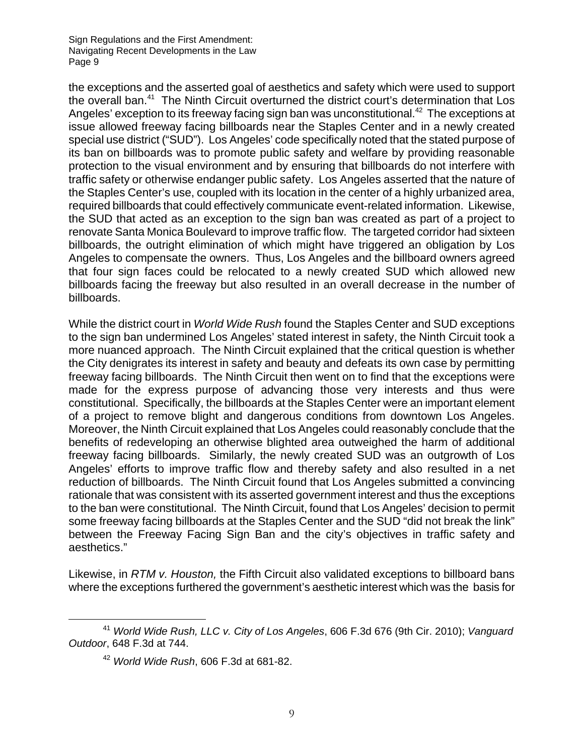the exceptions and the asserted goal of aesthetics and safety which were used to support the overall ban.[41] The Ninth Circuit overturned the district court's determination that Los Angeles' exception to its freeway facing sign ban was unconstitutional.[42] The exceptions at issue allowed freeway facing billboards near the Staples Center and in a newly created special use district ("SUD"). Los Angeles' code specifically noted that the stated purpose of its ban on billboards was to promote public safety and welfare by providing reasonable protection to the visual environment and by ensuring that billboards do not interfere with traffic safety or otherwise endanger public safety. Los Angeles asserted that the nature of the Staples Center's use, coupled with its location in the center of a highly urbanized area, required billboards that could effectively communicate event-related information. Likewise, the SUD that acted as an exception to the sign ban was created as part of a project to renovate Santa Monica Boulevard to improve traffic flow. The targeted corridor had sixteen billboards, the outright elimination of which might have triggered an obligation by Los Angeles to compensate the owners. Thus, Los Angeles and the billboard owners agreed that four sign faces could be relocated to a newly created SUD which allowed new billboards facing the freeway but also resulted in an overall decrease in the number of billboards.

While the district court in *World Wide Rush* found the Staples Center and SUD exceptions to the sign ban undermined Los Angeles' stated interest in safety, the Ninth Circuit took a more nuanced approach. The Ninth Circuit explained that the critical question is whether the City denigrates its interest in safety and beauty and defeats its own case by permitting freeway facing billboards. The Ninth Circuit then went on to find that the exceptions were made for the express purpose of advancing those very interests and thus were constitutional. Specifically, the billboards at the Staples Center were an important element of a project to remove blight and dangerous conditions from downtown Los Angeles. Moreover, the Ninth Circuit explained that Los Angeles could reasonably conclude that the benefits of redeveloping an otherwise blighted area outweighed the harm of additional freeway facing billboards. Similarly, the newly created SUD was an outgrowth of Los Angeles' efforts to improve traffic flow and thereby safety and also resulted in a net reduction of billboards. The Ninth Circuit found that Los Angeles submitted a convincing rationale that was consistent with its asserted government interest and thus the exceptions to the ban were constitutional. The Ninth Circuit, found that Los Angeles' decision to permit some freeway facing billboards at the Staples Center and the SUD "did not break the link" between the Freeway Facing Sign Ban and the city's objectives in traffic safety and aesthetics."

Likewise, in *RTM v. Houston,* the Fifth Circuit also validated exceptions to billboard bans where the exceptions furthered the government's aesthetic interest which was the basis for

---

[41] *World Wide Rush, LLC v. City of Los Angeles*, 606 F.3d 676 (9th Cir. 2010); *Vanguard Outdoor*, 648 F.3d at 744.

[42] *World Wide Rush*, 606 F.3d at 681-82.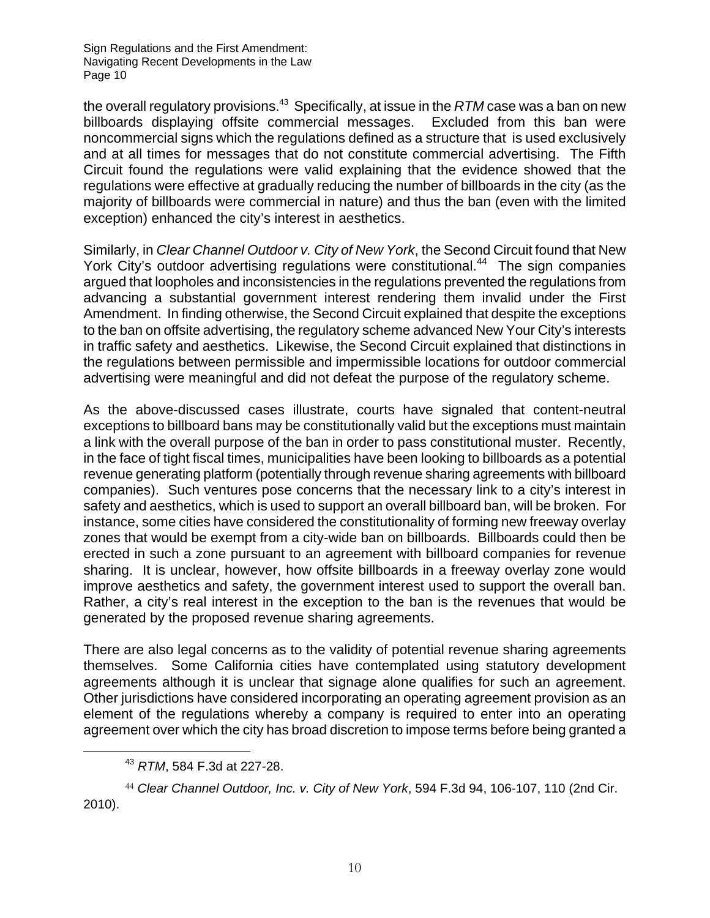the overall regulatory provisions.[43] Specifically, at issue in the *RTM* case was a ban on new billboards displaying offsite commercial messages. Excluded from this ban were noncommercial signs which the regulations defined as a structure that is used exclusively and at all times for messages that do not constitute commercial advertising. The Fifth Circuit found the regulations were valid explaining that the evidence showed that the regulations were effective at gradually reducing the number of billboards in the city (as the majority of billboards were commercial in nature) and thus the ban (even with the limited exception) enhanced the city's interest in aesthetics.

Similarly, in *Clear Channel Outdoor v. City of New York*, the Second Circuit found that New York City's outdoor advertising regulations were constitutional.[44] The sign companies argued that loopholes and inconsistencies in the regulations prevented the regulations from advancing a substantial government interest rendering them invalid under the First Amendment. In finding otherwise, the Second Circuit explained that despite the exceptions to the ban on offsite advertising, the regulatory scheme advanced New Your City's interests in traffic safety and aesthetics. Likewise, the Second Circuit explained that distinctions in the regulations between permissible and impermissible locations for outdoor commercial advertising were meaningful and did not defeat the purpose of the regulatory scheme.

As the above-discussed cases illustrate, courts have signaled that content-neutral exceptions to billboard bans may be constitutionally valid but the exceptions must maintain a link with the overall purpose of the ban in order to pass constitutional muster. Recently, in the face of tight fiscal times, municipalities have been looking to billboards as a potential revenue generating platform (potentially through revenue sharing agreements with billboard companies). Such ventures pose concerns that the necessary link to a city's interest in safety and aesthetics, which is used to support an overall billboard ban, will be broken. For instance, some cities have considered the constitutionality of forming new freeway overlay zones that would be exempt from a city-wide ban on billboards. Billboards could then be erected in such a zone pursuant to an agreement with billboard companies for revenue sharing. It is unclear, however, how offsite billboards in a freeway overlay zone would improve aesthetics and safety, the government interest used to support the overall ban. Rather, a city's real interest in the exception to the ban is the revenues that would be generated by the proposed revenue sharing agreements.

There are also legal concerns as to the validity of potential revenue sharing agreements themselves. Some California cities have contemplated using statutory development agreements although it is unclear that signage alone qualifies for such an agreement. Other jurisdictions have considered incorporating an operating agreement provision as an element of the regulations whereby a company is required to enter into an operating agreement over which the city has broad discretion to impose terms before being granted a

---

[43] *RTM*, 584 F.3d at 227-28.

[44] *Clear Channel Outdoor, Inc. v. City of New York*, 594 F.3d 94, 106-107, 110 (2nd Cir. 2010).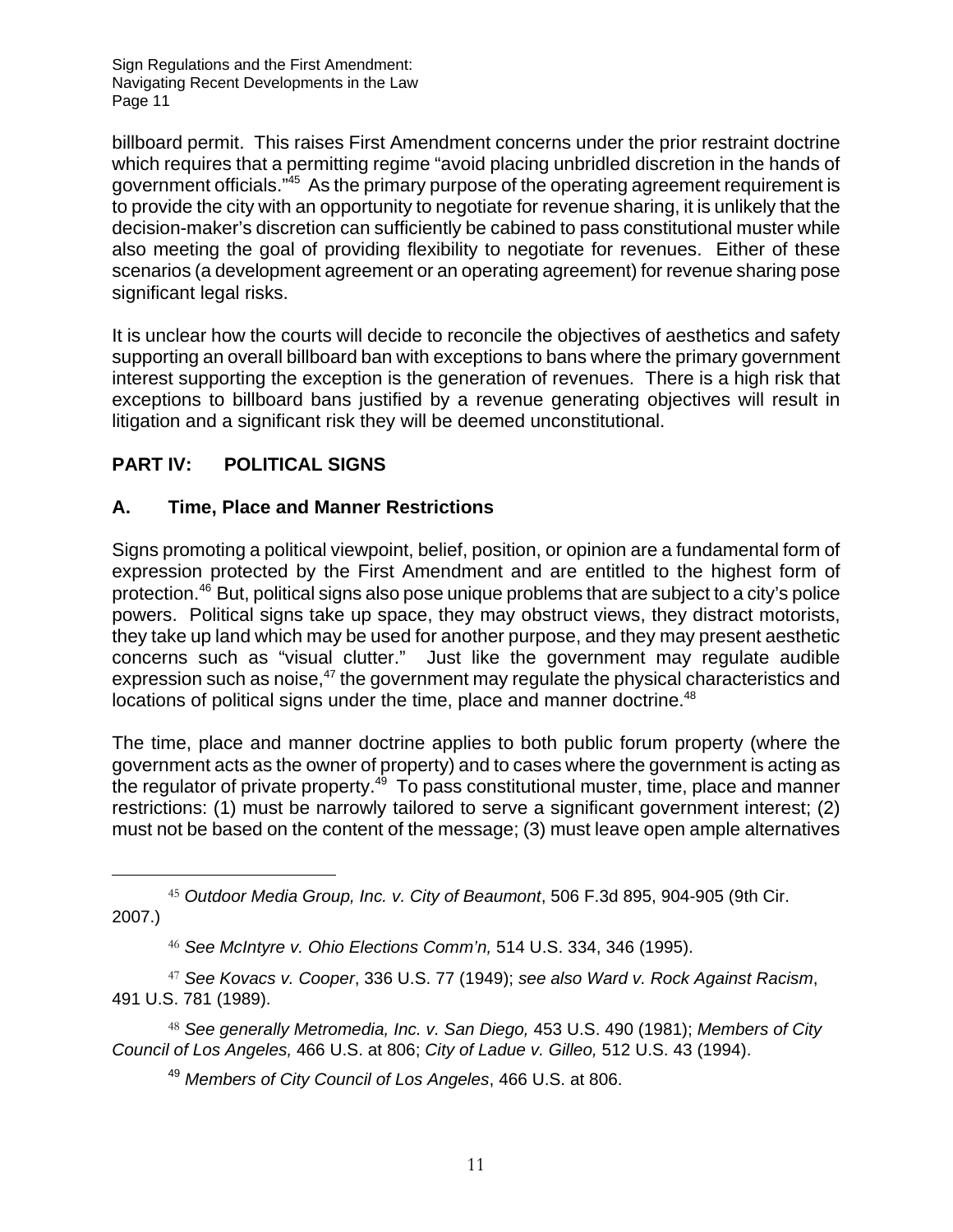billboard permit. This raises First Amendment concerns under the prior restraint doctrine which requires that a permitting regime "avoid placing unbridled discretion in the hands of government officials."[45] As the primary purpose of the operating agreement requirement is to provide the city with an opportunity to negotiate for revenue sharing, it is unlikely that the decision-maker's discretion can sufficiently be cabined to pass constitutional muster while also meeting the goal of providing flexibility to negotiate for revenues. Either of these scenarios (a development agreement or an operating agreement) for revenue sharing pose significant legal risks.

It is unclear how the courts will decide to reconcile the objectives of aesthetics and safety supporting an overall billboard ban with exceptions to bans where the primary government interest supporting the exception is the generation of revenues. There is a high risk that exceptions to billboard bans justified by a revenue generating objectives will result in litigation and a significant risk they will be deemed unconstitutional.

## PART IV: POLITICAL SIGNS

### A. Time, Place and Manner Restrictions

Signs promoting a political viewpoint, belief, position, or opinion are a fundamental form of expression protected by the First Amendment and are entitled to the highest form of protection.[46] But, political signs also pose unique problems that are subject to a city's police powers. Political signs take up space, they may obstruct views, they distract motorists, they take up land which may be used for another purpose, and they may present aesthetic concerns such as "visual clutter." Just like the government may regulate audible expression such as noise,[47] the government may regulate the physical characteristics and locations of political signs under the time, place and manner doctrine.[48]

The time, place and manner doctrine applies to both public forum property (where the government acts as the owner of property) and to cases where the government is acting as the regulator of private property.[49] To pass constitutional muster, time, place and manner restrictions: (1) must be narrowly tailored to serve a significant government interest; (2) must not be based on the content of the message; (3) must leave open ample alternatives

---

[45] *Outdoor Media Group, Inc. v. City of Beaumont*, 506 F.3d 895, 904-905 (9th Cir. 2007.)

[46] *See McIntyre v. Ohio Elections Comm'n,* 514 U.S. 334, 346 (1995).

[47] *See Kovacs v. Cooper*, 336 U.S. 77 (1949); *see also Ward v. Rock Against Racism*, 491 U.S. 781 (1989).

[48] *See generally Metromedia, Inc. v. San Diego,* 453 U.S. 490 (1981); *Members of City Council of Los Angeles,* 466 U.S. at 806; *City of Ladue v. Gilleo,* 512 U.S. 43 (1994).

[49] *Members of City Council of Los Angeles*, 466 U.S. at 806.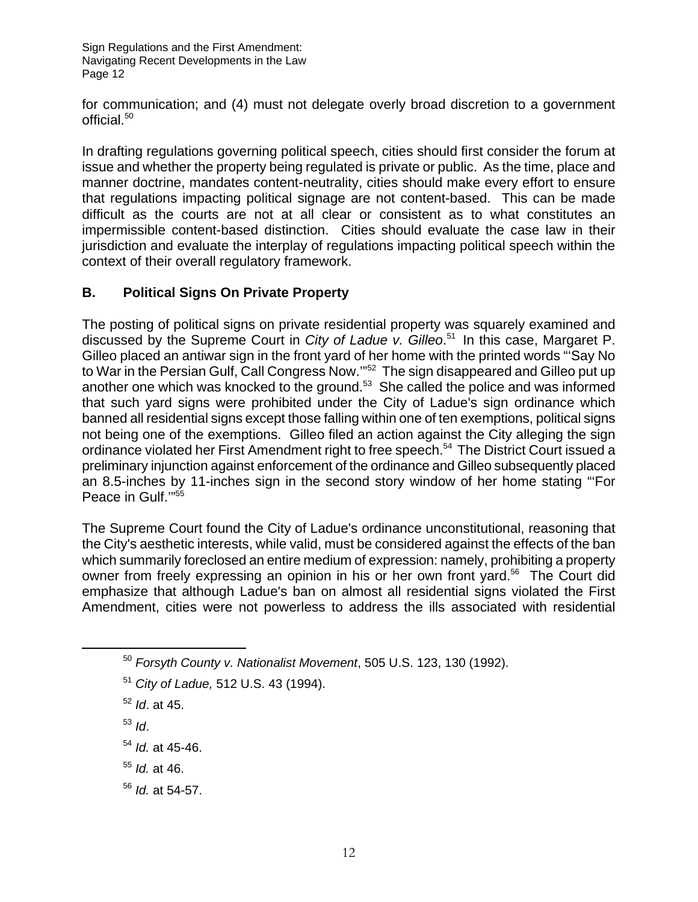for communication; and (4) must not delegate overly broad discretion to a government official.[50]

In drafting regulations governing political speech, cities should first consider the forum at issue and whether the property being regulated is private or public. As the time, place and manner doctrine, mandates content-neutrality, cities should make every effort to ensure that regulations impacting political signage are not content-based. This can be made difficult as the courts are not at all clear or consistent as to what constitutes an impermissible content-based distinction. Cities should evaluate the case law in their jurisdiction and evaluate the interplay of regulations impacting political speech within the context of their overall regulatory framework.

## B. Political Signs On Private Property

The posting of political signs on private residential property was squarely examined and discussed by the Supreme Court in *City of Ladue v. Gilleo*.[51] In this case, Margaret P. Gilleo placed an antiwar sign in the front yard of her home with the printed words "'Say No to War in the Persian Gulf, Call Congress Now.'"[52] The sign disappeared and Gilleo put up another one which was knocked to the ground.[53] She called the police and was informed that such yard signs were prohibited under the City of Ladue's sign ordinance which banned all residential signs except those falling within one of ten exemptions, political signs not being one of the exemptions. Gilleo filed an action against the City alleging the sign ordinance violated her First Amendment right to free speech.[54] The District Court issued a preliminary injunction against enforcement of the ordinance and Gilleo subsequently placed an 8.5-inches by 11-inches sign in the second story window of her home stating "'For Peace in Gulf.'"[55]

The Supreme Court found the City of Ladue's ordinance unconstitutional, reasoning that the City's aesthetic interests, while valid, must be considered against the effects of the ban which summarily foreclosed an entire medium of expression: namely, prohibiting a property owner from freely expressing an opinion in his or her own front yard.[56] The Court did emphasize that although Ladue's ban on almost all residential signs violated the First Amendment, cities were not powerless to address the ills associated with residential

---

[50] *Forsyth County v. Nationalist Movement*, 505 U.S. 123, 130 (1992).

[51] *City of Ladue,* 512 U.S. 43 (1994).

[52] *Id*. at 45.

[53] *Id*.

[54] *Id.* at 45-46.

[55] *Id.* at 46.

[56] *Id.* at 54-57.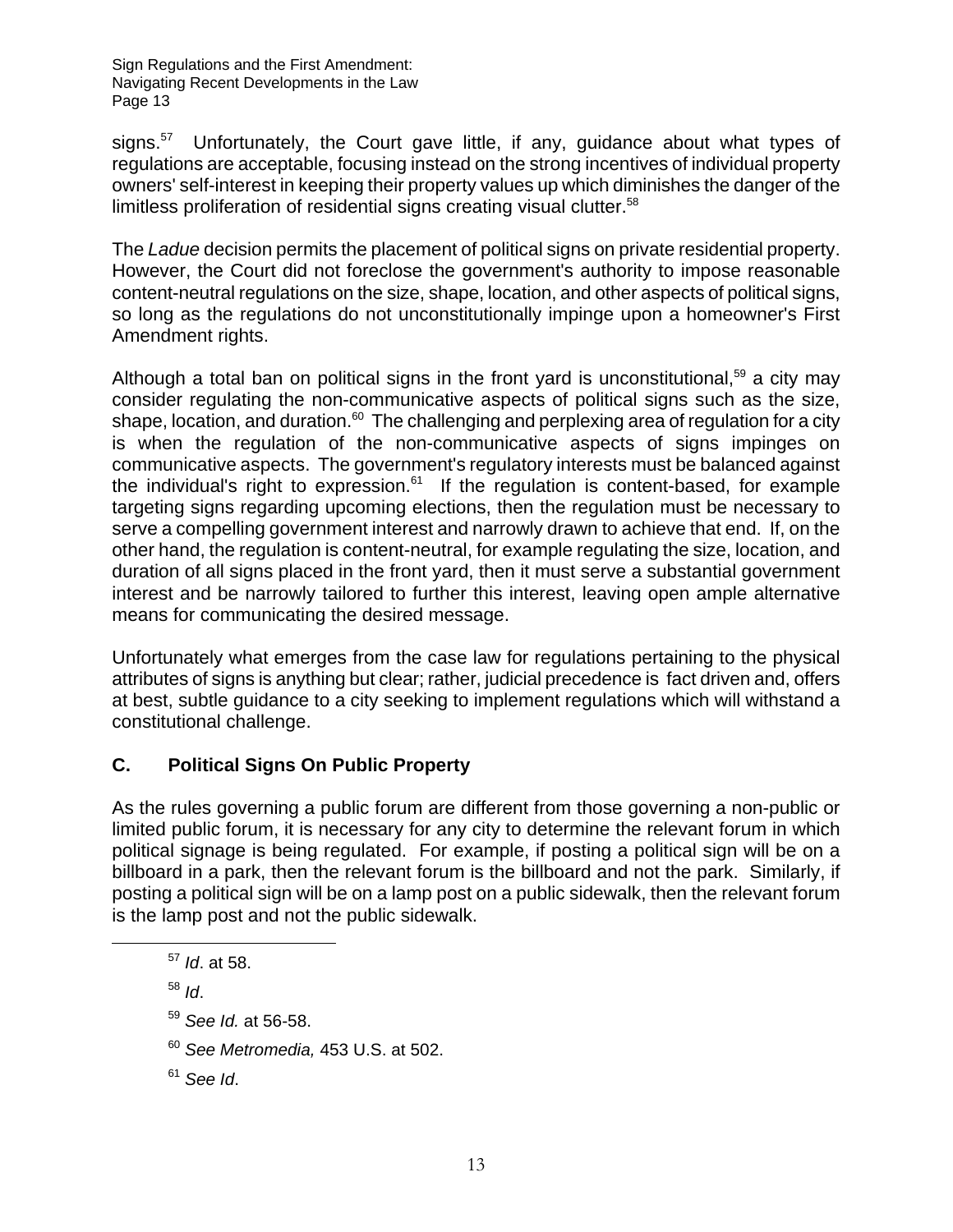signs.[57] Unfortunately, the Court gave little, if any, guidance about what types of regulations are acceptable, focusing instead on the strong incentives of individual property owners' self-interest in keeping their property values up which diminishes the danger of the limitless proliferation of residential signs creating visual clutter.[58]

The *Ladue* decision permits the placement of political signs on private residential property. However, the Court did not foreclose the government's authority to impose reasonable content-neutral regulations on the size, shape, location, and other aspects of political signs, so long as the regulations do not unconstitutionally impinge upon a homeowner's First Amendment rights.

Although a total ban on political signs in the front yard is unconstitutional,[59] a city may consider regulating the non-communicative aspects of political signs such as the size, shape, location, and duration.[60] The challenging and perplexing area of regulation for a city is when the regulation of the non-communicative aspects of signs impinges on communicative aspects. The government's regulatory interests must be balanced against the individual's right to expression.[61] If the regulation is content-based, for example targeting signs regarding upcoming elections, then the regulation must be necessary to serve a compelling government interest and narrowly drawn to achieve that end. If, on the other hand, the regulation is content-neutral, for example regulating the size, location, and duration of all signs placed in the front yard, then it must serve a substantial government interest and be narrowly tailored to further this interest, leaving open ample alternative means for communicating the desired message.

Unfortunately what emerges from the case law for regulations pertaining to the physical attributes of signs is anything but clear; rather, judicial precedence is fact driven and, offers at best, subtle guidance to a city seeking to implement regulations which will withstand a constitutional challenge.

## C. Political Signs On Public Property

As the rules governing a public forum are different from those governing a non-public or limited public forum, it is necessary for any city to determine the relevant forum in which political signage is being regulated. For example, if posting a political sign will be on a billboard in a park, then the relevant forum is the billboard and not the park. Similarly, if posting a political sign will be on a lamp post on a public sidewalk, then the relevant forum is the lamp post and not the public sidewalk.

---

[57] *Id*. at 58.

[58] *Id*.

[59] *See Id.* at 56-58.

[60] *See Metromedia,* 453 U.S. at 502.

[61] *See Id*.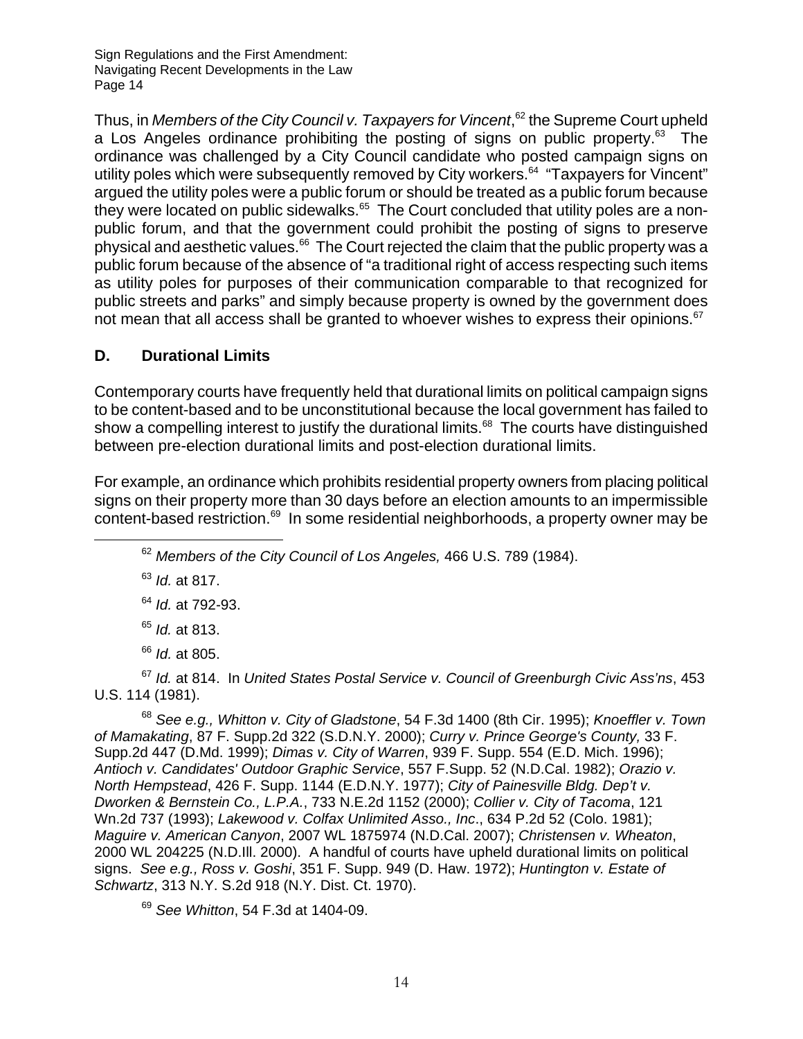Thus, in *Members of the City Council v. Taxpayers for Vincent*,[62] the Supreme Court upheld a Los Angeles ordinance prohibiting the posting of signs on public property.[63] The ordinance was challenged by a City Council candidate who posted campaign signs on utility poles which were subsequently removed by City workers.[64] "Taxpayers for Vincent" argued the utility poles were a public forum or should be treated as a public forum because they were located on public sidewalks.[65] The Court concluded that utility poles are a non-public forum, and that the government could prohibit the posting of signs to preserve physical and aesthetic values.[66] The Court rejected the claim that the public property was a public forum because of the absence of "a traditional right of access respecting such items as utility poles for purposes of their communication comparable to that recognized for public streets and parks" and simply because property is owned by the government does not mean that all access shall be granted to whoever wishes to express their opinions.[67]

## D. Durational Limits

Contemporary courts have frequently held that durational limits on political campaign signs to be content-based and to be unconstitutional because the local government has failed to show a compelling interest to justify the durational limits.[68] The courts have distinguished between pre-election durational limits and post-election durational limits.

For example, an ordinance which prohibits residential property owners from placing political signs on their property more than 30 days before an election amounts to an impermissible content-based restriction.[69] In some residential neighborhoods, a property owner may be

---

[62] *Members of the City Council of Los Angeles,* 466 U.S. 789 (1984).

[63] *Id.* at 817.

[64] *Id.* at 792-93.

[65] *Id.* at 813.

[66] *Id.* at 805.

[67] *Id.* at 814. In *United States Postal Service v. Council of Greenburgh Civic Ass'ns*, 453 U.S. 114 (1981).

[68] *See e.g., Whitton v. City of Gladstone*, 54 F.3d 1400 (8th Cir. 1995); *Knoeffler v. Town of Mamakating*, 87 F. Supp.2d 322 (S.D.N.Y. 2000); *Curry v. Prince George's County,* 33 F. Supp.2d 447 (D.Md. 1999); *Dimas v. City of Warren*, 939 F. Supp. 554 (E.D. Mich. 1996); *Antioch v. Candidates' Outdoor Graphic Service*, 557 F.Supp. 52 (N.D.Cal. 1982); *Orazio v. North Hempstead*, 426 F. Supp. 1144 (E.D.N.Y. 1977); *City of Painesville Bldg. Dep't v. Dworken & Bernstein Co., L.P.A.*, 733 N.E.2d 1152 (2000); *Collier v. City of Tacoma*, 121 Wn.2d 737 (1993); *Lakewood v. Colfax Unlimited Asso., Inc*., 634 P.2d 52 (Colo. 1981); *Maguire v. American Canyon*, 2007 WL 1875974 (N.D.Cal. 2007); *Christensen v. Wheaton*, 2000 WL 204225 (N.D.Ill. 2000). A handful of courts have upheld durational limits on political signs. *See e.g., Ross v. Goshi*, 351 F. Supp. 949 (D. Haw. 1972); *Huntington v. Estate of Schwartz*, 313 N.Y. S.2d 918 (N.Y. Dist. Ct. 1970).

[69] *See Whitton*, 54 F.3d at 1404-09.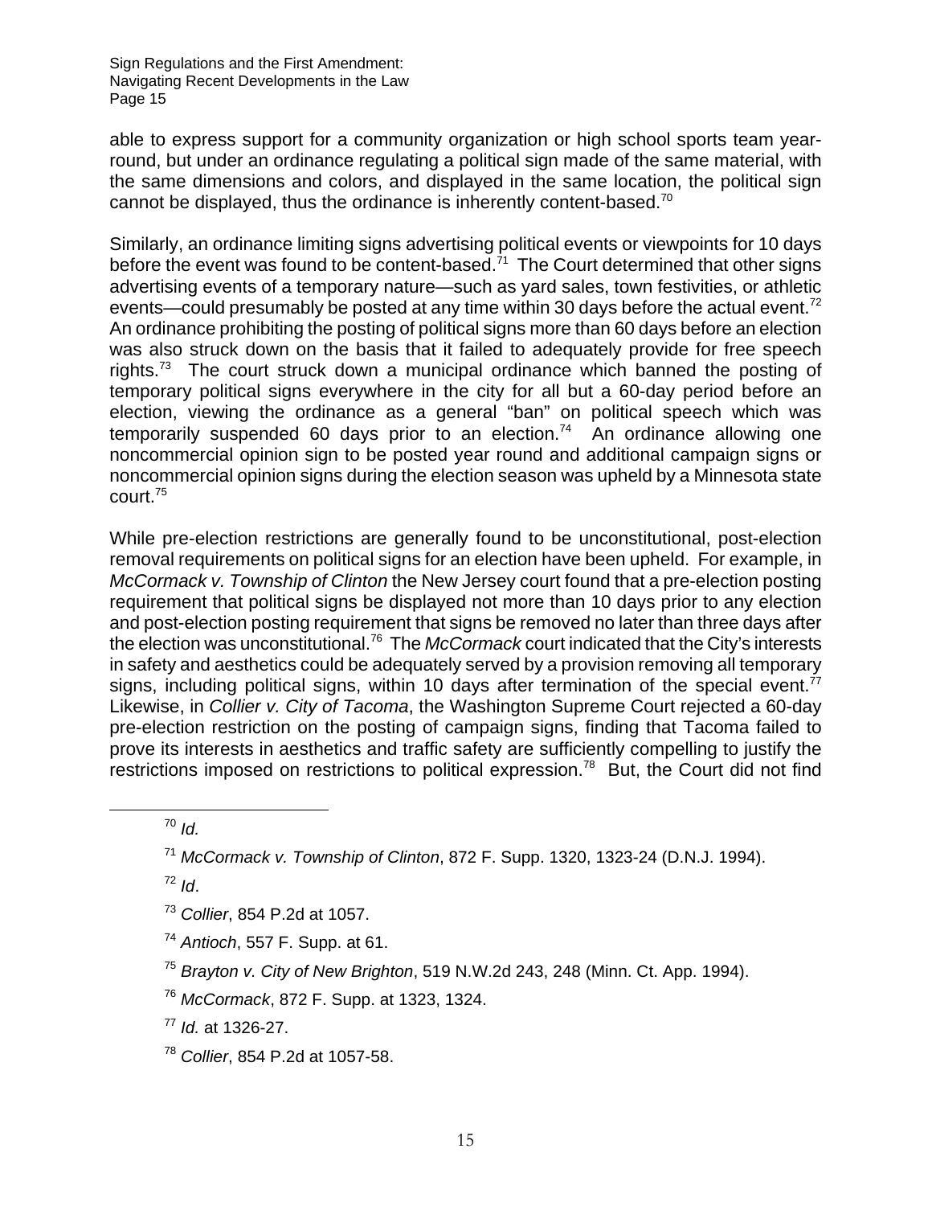able to express support for a community organization or high school sports team year-round, but under an ordinance regulating a political sign made of the same material, with the same dimensions and colors, and displayed in the same location, the political sign cannot be displayed, thus the ordinance is inherently content-based.[70]

Similarly, an ordinance limiting signs advertising political events or viewpoints for 10 days before the event was found to be content-based.[71] The Court determined that other signs advertising events of a temporary nature—such as yard sales, town festivities, or athletic events—could presumably be posted at any time within 30 days before the actual event.[72] An ordinance prohibiting the posting of political signs more than 60 days before an election was also struck down on the basis that it failed to adequately provide for free speech rights.[73] The court struck down a municipal ordinance which banned the posting of temporary political signs everywhere in the city for all but a 60-day period before an election, viewing the ordinance as a general "ban" on political speech which was temporarily suspended 60 days prior to an election.[74] An ordinance allowing one noncommercial opinion sign to be posted year round and additional campaign signs or noncommercial opinion signs during the election season was upheld by a Minnesota state court.[75]

While pre-election restrictions are generally found to be unconstitutional, post-election removal requirements on political signs for an election have been upheld. For example, in *McCormack v. Township of Clinton* the New Jersey court found that a pre-election posting requirement that political signs be displayed not more than 10 days prior to any election and post-election posting requirement that signs be removed no later than three days after the election was unconstitutional.[76] The *McCormack* court indicated that the City's interests in safety and aesthetics could be adequately served by a provision removing all temporary signs, including political signs, within 10 days after termination of the special event.[77] Likewise, in *Collier v. City of Tacoma*, the Washington Supreme Court rejected a 60-day pre-election restriction on the posting of campaign signs, finding that Tacoma failed to prove its interests in aesthetics and traffic safety are sufficiently compelling to justify the restrictions imposed on restrictions to political expression.[78] But, the Court did not find

---

[70] *Id.*

[71] *McCormack v. Township of Clinton*, 872 F. Supp. 1320, 1323-24 (D.N.J. 1994).

[72] *Id*.

[73] *Collier*, 854 P.2d at 1057.

[74] *Antioch*, 557 F. Supp. at 61.

[75] *Brayton v. City of New Brighton*, 519 N.W.2d 243, 248 (Minn. Ct. App. 1994).

[76] *McCormack*, 872 F. Supp. at 1323, 1324.

[77] *Id.* at 1326-27.

[78] *Collier*, 854 P.2d at 1057-58.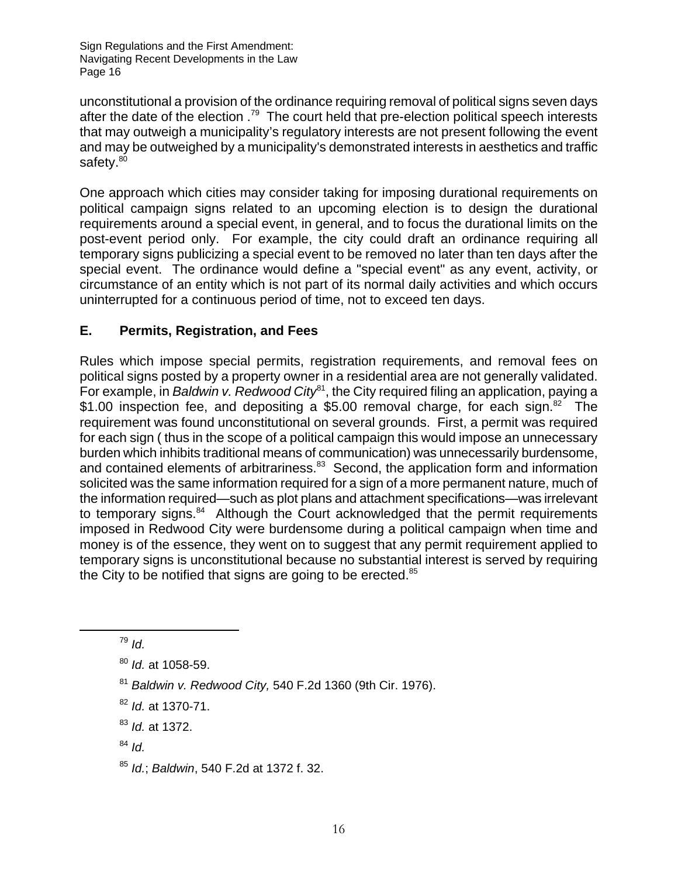unconstitutional a provision of the ordinance requiring removal of political signs seven days after the date of the election .[79] The court held that pre-election political speech interests that may outweigh a municipality's regulatory interests are not present following the event and may be outweighed by a municipality's demonstrated interests in aesthetics and traffic safety.[80]

One approach which cities may consider taking for imposing durational requirements on political campaign signs related to an upcoming election is to design the durational requirements around a special event, in general, and to focus the durational limits on the post-event period only. For example, the city could draft an ordinance requiring all temporary signs publicizing a special event to be removed no later than ten days after the special event. The ordinance would define a "special event" as any event, activity, or circumstance of an entity which is not part of its normal daily activities and which occurs uninterrupted for a continuous period of time, not to exceed ten days.

## E. Permits, Registration, and Fees

Rules which impose special permits, registration requirements, and removal fees on political signs posted by a property owner in a residential area are not generally validated. For example, in *Baldwin v. Redwood City*[81], the City required filing an application, paying a $1.00 inspection fee, and depositing a $5.00 removal charge, for each sign.[82] The requirement was found unconstitutional on several grounds. First, a permit was required for each sign ( thus in the scope of a political campaign this would impose an unnecessary burden which inhibits traditional means of communication) was unnecessarily burdensome, and contained elements of arbitrariness.[83] Second, the application form and information solicited was the same information required for a sign of a more permanent nature, much of the information required—such as plot plans and attachment specifications—was irrelevant to temporary signs.[84] Although the Court acknowledged that the permit requirements imposed in Redwood City were burdensome during a political campaign when time and money is of the essence, they went on to suggest that any permit requirement applied to temporary signs is unconstitutional because no substantial interest is served by requiring the City to be notified that signs are going to be erected.[85]

---

[79] *Id.*

[80] *Id.* at 1058-59.

[81] *Baldwin v. Redwood City,* 540 F.2d 1360 (9th Cir. 1976).

[82] *Id.* at 1370-71.

[83] *Id.* at 1372.

[84] *Id.*

[85] *Id.*; *Baldwin*, 540 F.2d at 1372 f. 32.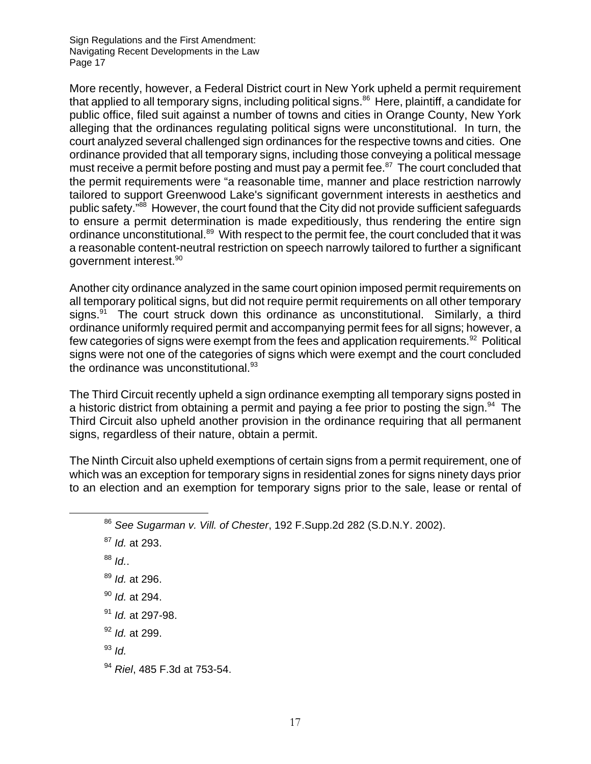More recently, however, a Federal District court in New York upheld a permit requirement that applied to all temporary signs, including political signs.[86] Here, plaintiff, a candidate for public office, filed suit against a number of towns and cities in Orange County, New York alleging that the ordinances regulating political signs were unconstitutional. In turn, the court analyzed several challenged sign ordinances for the respective towns and cities. One ordinance provided that all temporary signs, including those conveying a political message must receive a permit before posting and must pay a permit fee.[87] The court concluded that the permit requirements were "a reasonable time, manner and place restriction narrowly tailored to support Greenwood Lake's significant government interests in aesthetics and public safety."[88] However, the court found that the City did not provide sufficient safeguards to ensure a permit determination is made expeditiously, thus rendering the entire sign ordinance unconstitutional.[89] With respect to the permit fee, the court concluded that it was a reasonable content-neutral restriction on speech narrowly tailored to further a significant government interest.[90]

Another city ordinance analyzed in the same court opinion imposed permit requirements on all temporary political signs, but did not require permit requirements on all other temporary signs.[91] The court struck down this ordinance as unconstitutional. Similarly, a third ordinance uniformly required permit and accompanying permit fees for all signs; however, a few categories of signs were exempt from the fees and application requirements.[92] Political signs were not one of the categories of signs which were exempt and the court concluded the ordinance was unconstitutional.[93]

The Third Circuit recently upheld a sign ordinance exempting all temporary signs posted in a historic district from obtaining a permit and paying a fee prior to posting the sign.[94] The Third Circuit also upheld another provision in the ordinance requiring that all permanent signs, regardless of their nature, obtain a permit.

The Ninth Circuit also upheld exemptions of certain signs from a permit requirement, one of which was an exception for temporary signs in residential zones for signs ninety days prior to an election and an exemption for temporary signs prior to the sale, lease or rental of

---

[86] *See Sugarman v. Vill. of Chester*, 192 F.Supp.2d 282 (S.D.N.Y. 2002).

[87] *Id.* at 293.

[88] *Id.*.

[89] *Id.* at 296.

[90] *Id.* at 294.

[91] *Id.* at 297-98.

[92] *Id.* at 299.

[93] *Id.*

[94] *Riel*, 485 F.3d at 753-54.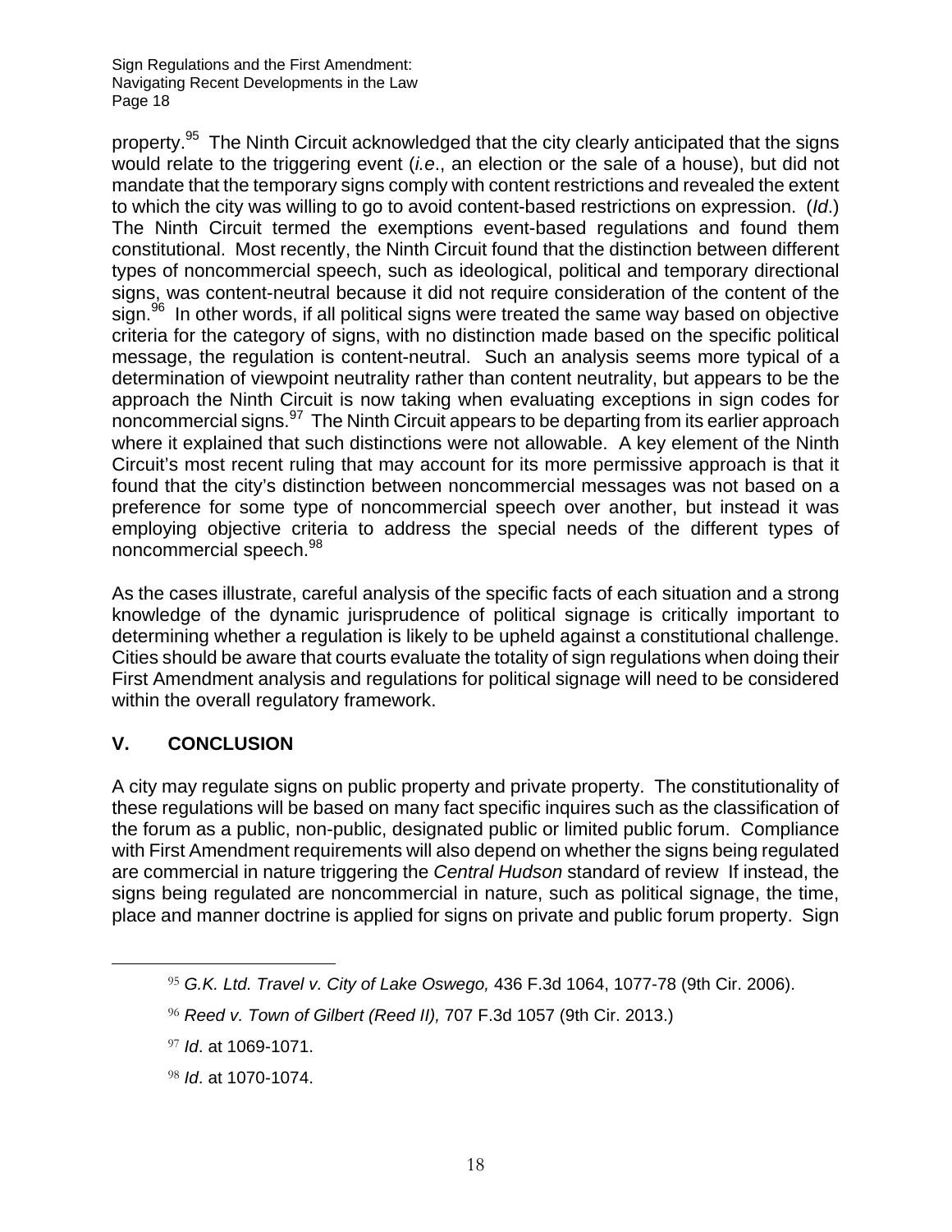property.[95] The Ninth Circuit acknowledged that the city clearly anticipated that the signs would relate to the triggering event (*i.e*., an election or the sale of a house), but did not mandate that the temporary signs comply with content restrictions and revealed the extent to which the city was willing to go to avoid content-based restrictions on expression. (*Id*.) The Ninth Circuit termed the exemptions event-based regulations and found them constitutional. Most recently, the Ninth Circuit found that the distinction between different types of noncommercial speech, such as ideological, political and temporary directional signs, was content-neutral because it did not require consideration of the content of the sign.[96] In other words, if all political signs were treated the same way based on objective criteria for the category of signs, with no distinction made based on the specific political message, the regulation is content-neutral. Such an analysis seems more typical of a determination of viewpoint neutrality rather than content neutrality, but appears to be the approach the Ninth Circuit is now taking when evaluating exceptions in sign codes for noncommercial signs.[97] The Ninth Circuit appears to be departing from its earlier approach where it explained that such distinctions were not allowable. A key element of the Ninth Circuit's most recent ruling that may account for its more permissive approach is that it found that the city's distinction between noncommercial messages was not based on a preference for some type of noncommercial speech over another, but instead it was employing objective criteria to address the special needs of the different types of noncommercial speech.[98]

As the cases illustrate, careful analysis of the specific facts of each situation and a strong knowledge of the dynamic jurisprudence of political signage is critically important to determining whether a regulation is likely to be upheld against a constitutional challenge. Cities should be aware that courts evaluate the totality of sign regulations when doing their First Amendment analysis and regulations for political signage will need to be considered within the overall regulatory framework.

## V. CONCLUSION

A city may regulate signs on public property and private property. The constitutionality of these regulations will be based on many fact specific inquires such as the classification of the forum as a public, non-public, designated public or limited public forum. Compliance with First Amendment requirements will also depend on whether the signs being regulated are commercial in nature triggering the *Central Hudson* standard of review If instead, the signs being regulated are noncommercial in nature, such as political signage, the time, place and manner doctrine is applied for signs on private and public forum property. Sign

---

[95] *G.K. Ltd. Travel v. City of Lake Oswego,* 436 F.3d 1064, 1077-78 (9th Cir. 2006).

[96] *Reed v. Town of Gilbert (Reed II),* 707 F.3d 1057 (9th Cir. 2013.)

[97] *Id*. at 1069-1071.

[98] *Id*. at 1070-1074.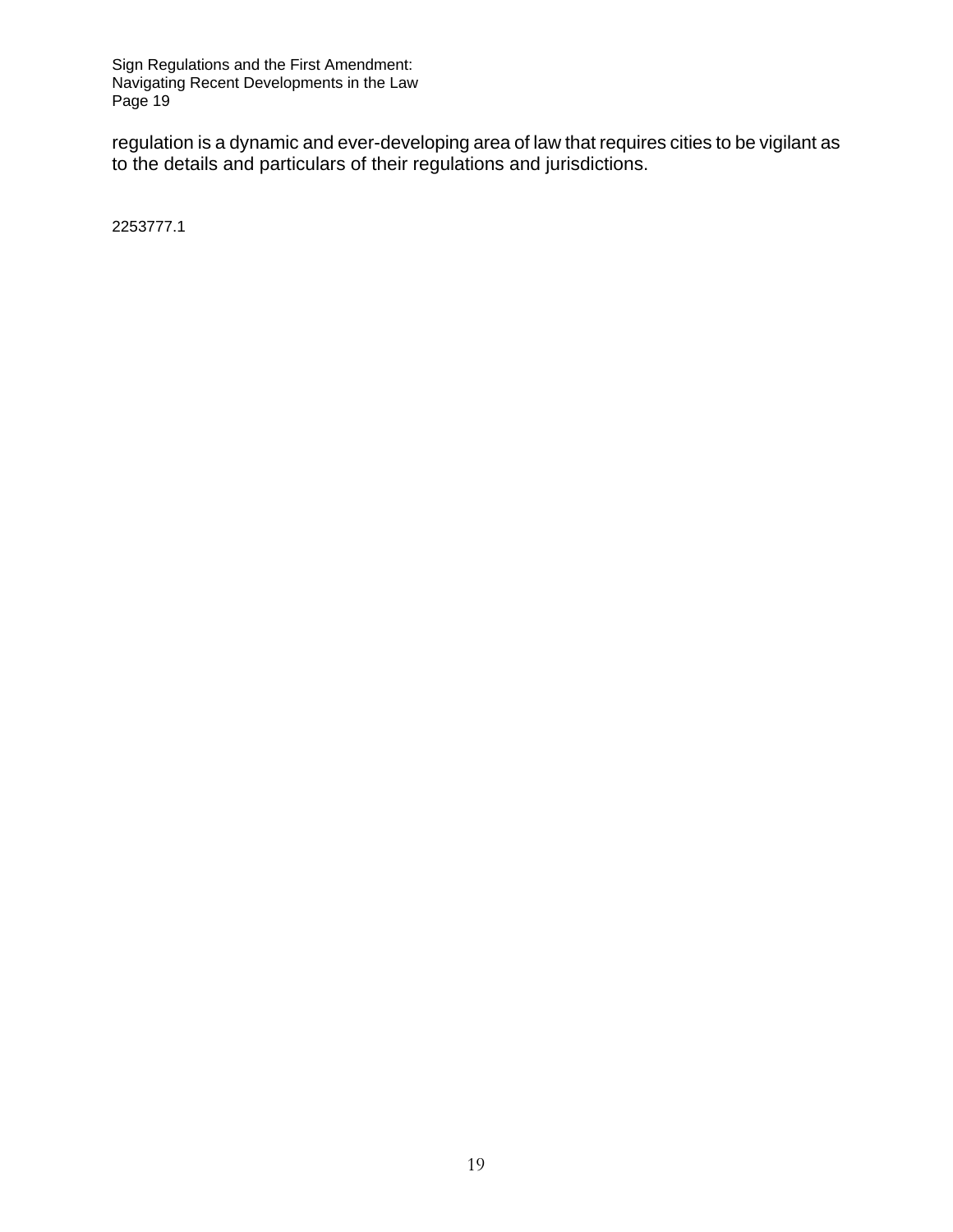regulation is a dynamic and ever-developing area of law that requires cities to be vigilant as to the details and particulars of their regulations and jurisdictions.

2253777.1